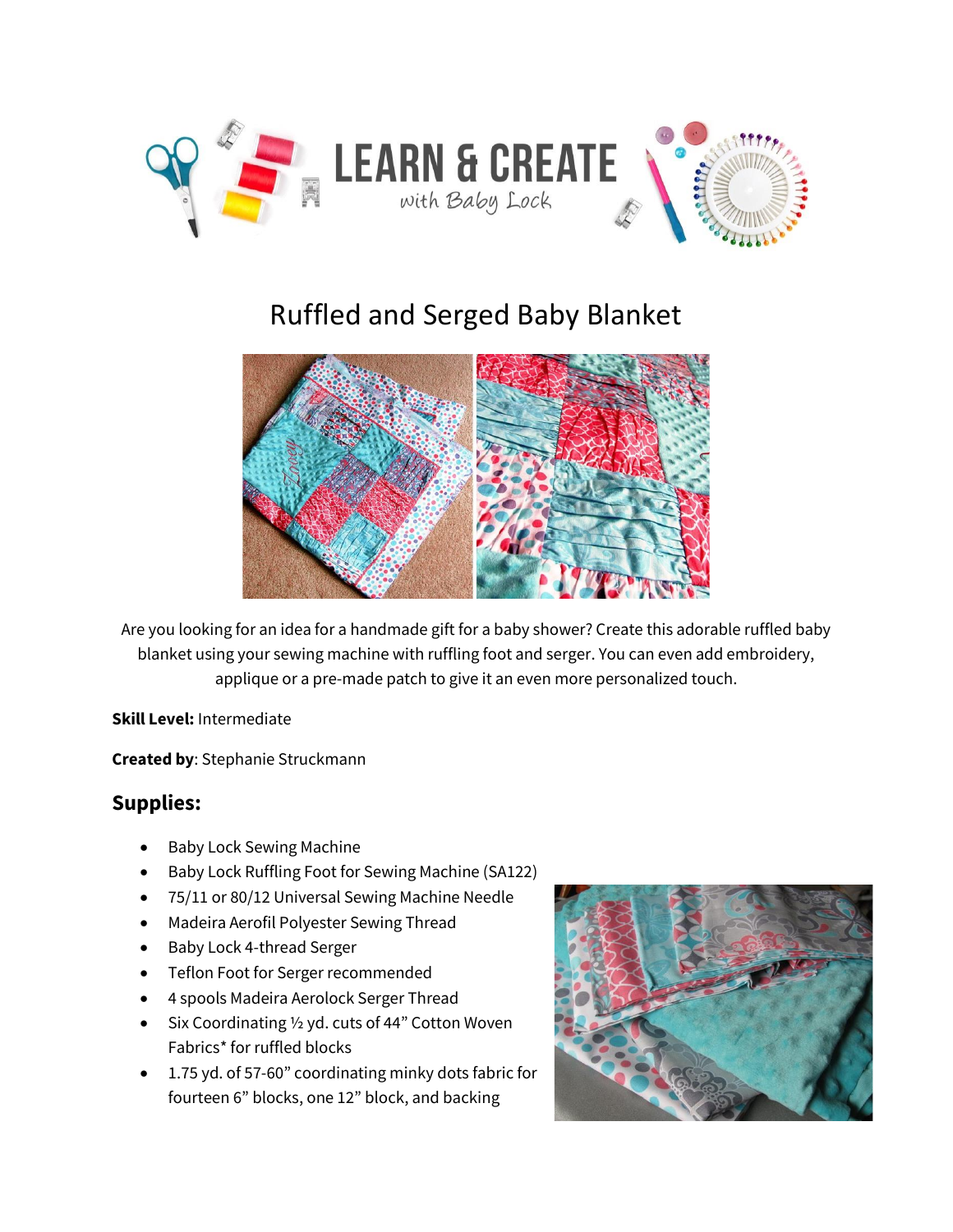# Ruffled and Serged Baby Blanket

Are you looking for an idea for a handmade gift for a baby shower? Create this adorable ruffled baby blanket using your sewing machine with ruffling foot and serger. You can even add embroidery, applique or a pre-made patch to give it an even more personalized touch.

**Skill Level:** Intermediate

**Created by**: Stephanie Struckmann

## Supplies:

- Baby Lock Sewing Machine
- Baby Lock Ruffling Foot for Sewing Machine (SA122)
- 75/11 or 80/12 Universal Sewing Machine Needle
- Madeira Aerofil Polyester Sewing Thread
- Baby Lock 4-thread Serger
- Teflon Foot for Serger recommended
- 4 spools Madeira Aerolock Serger Thread
- Six Coordinating ½ yd. cuts of 44" Cotton Woven Fabrics* for ruffled blocks
- 1.75 yd. of 57-60" coordinating minky dots fabric for fourteen 6" blocks, one 12" block, and backing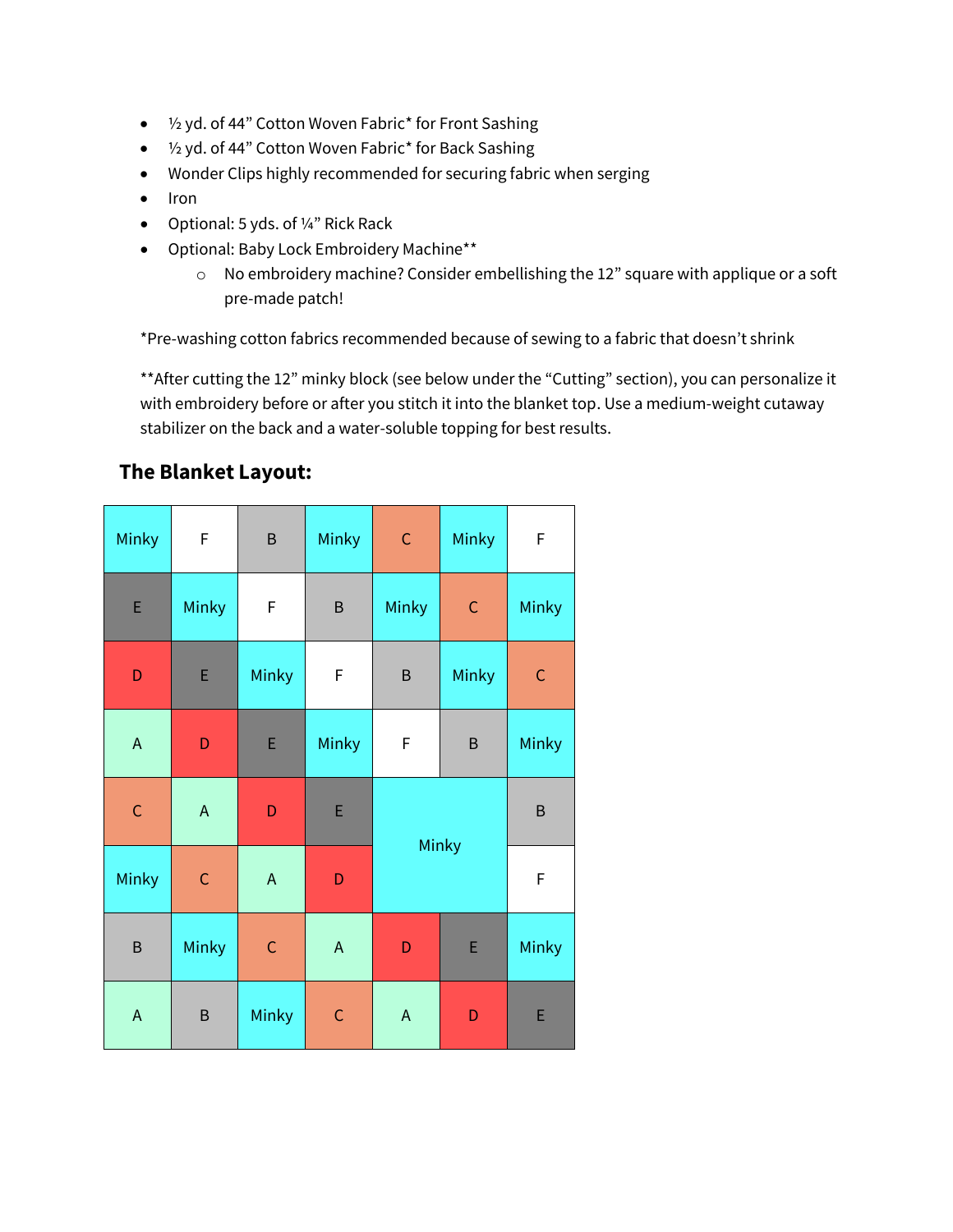- ½ yd. of 44” Cotton Woven Fabric* for Front Sashing
- ½ yd. of 44” Cotton Woven Fabric* for Back Sashing
- Wonder Clips highly recommended for securing fabric when serging
- Iron
- Optional: 5 yds. of ¼” Rick Rack
- Optional: Baby Lock Embroidery Machine**
    - No embroidery machine? Consider embellishing the 12” square with applique or a soft pre-made patch!

*Pre-washing cotton fabrics recommended because of sewing to a fabric that doesn’t shrink

**After cutting the 12” minky block (see below under the “Cutting” section), you can personalize it with embroidery before or after you stitch it into the blanket top. Use a medium-weight cutaway stabilizer on the back and a water-soluble topping for best results.

## The Blanket Layout:

| | | | | | | |
|---|---|---|---|---|---|---|
| Minky | F | B | Minky | C | Minky | F |
| E | Minky | F | B | Minky | C | Minky |
| D | E | Minky | F | B | Minky | C |
| A | D | E | Minky | F | B | Minky |
| C | A | D | E | Minky | | B |
| Minky | C | A | D | | | F |
| B | Minky | C | A | D | E | Minky |
| A | B | Minky | C | A | D | E |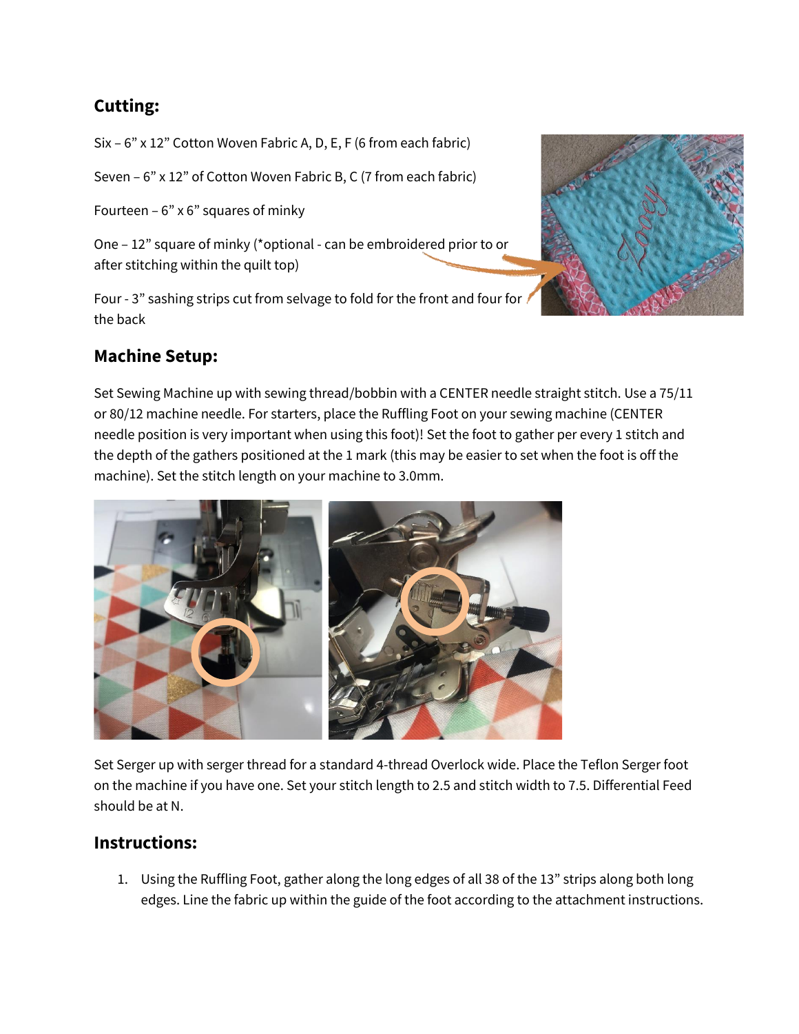## Cutting:

Six – 6” x 12” Cotton Woven Fabric A, D, E, F (6 from each fabric)

Seven – 6” x 12” of Cotton Woven Fabric B, C (7 from each fabric)

Fourteen – 6” x 6” squares of minky

One – 12” square of minky (*optional - can be embroidered prior to or after stitching within the quilt top)

Four - 3” sashing strips cut from selvage to fold for the front and four for the back

## Machine Setup:

Set Sewing Machine up with sewing thread/bobbin with a CENTER needle straight stitch. Use a 75/11 or 80/12 machine needle. For starters, place the Ruffling Foot on your sewing machine (CENTER needle position is very important when using this foot)! Set the foot to gather per every 1 stitch and the depth of the gathers positioned at the 1 mark (this may be easier to set when the foot is off the machine). Set the stitch length on your machine to 3.0mm.

Set Serger up with serger thread for a standard 4-thread Overlock wide. Place the Teflon Serger foot on the machine if you have one. Set your stitch length to 2.5 and stitch width to 7.5. Differential Feed should be at N.

## Instructions:

1. Using the Ruffling Foot, gather along the long edges of all 38 of the 13” strips along both long edges. Line the fabric up within the guide of the foot according to the attachment instructions.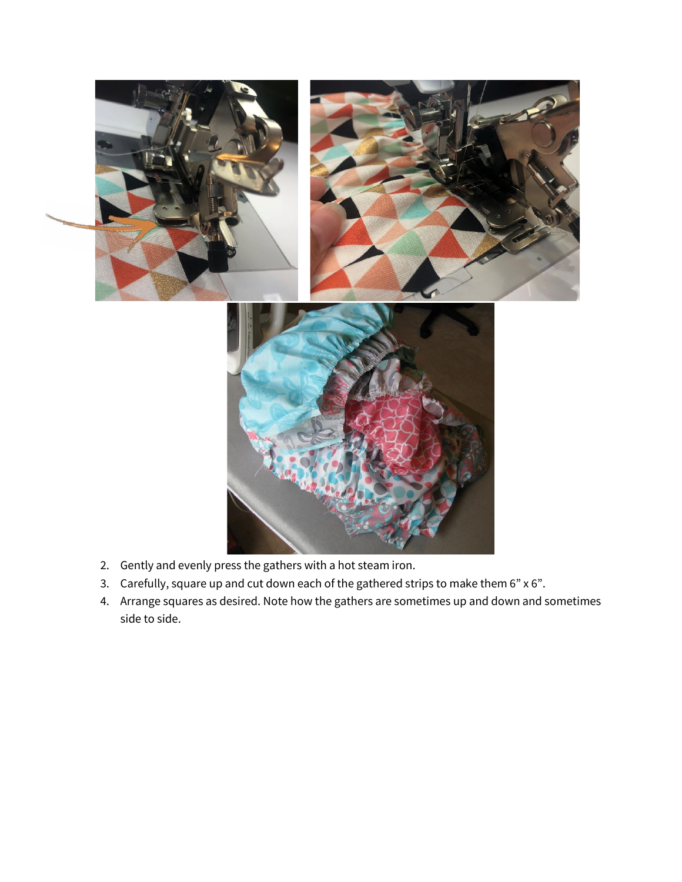2. Gently and evenly press the gathers with a hot steam iron.
3. Carefully, square up and cut down each of the gathered strips to make them 6” x 6”.
4. Arrange squares as desired. Note how the gathers are sometimes up and down and sometimes side to side.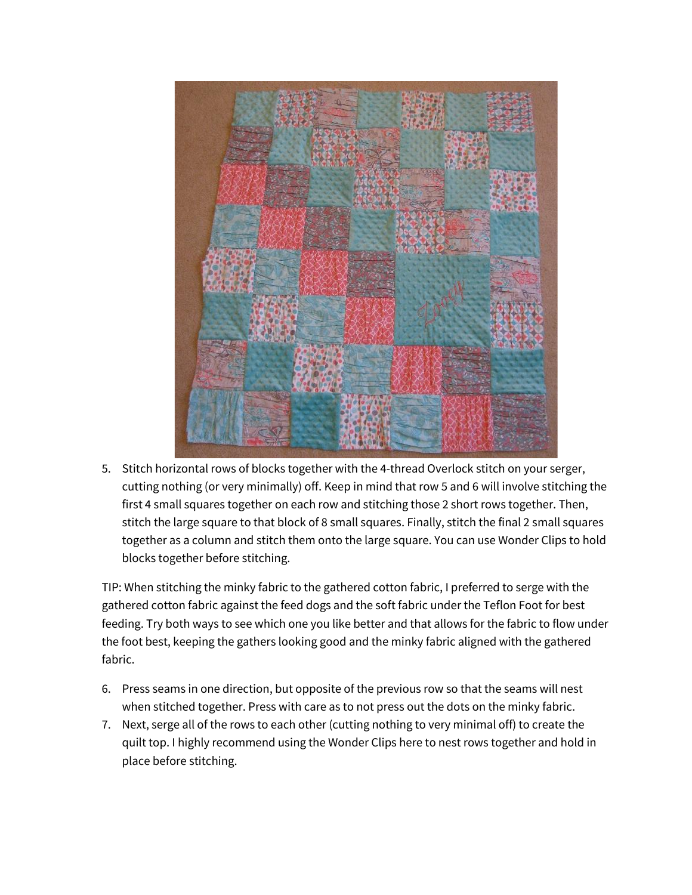5. Stitch horizontal rows of blocks together with the 4-thread Overlock stitch on your serger, cutting nothing (or very minimally) off. Keep in mind that row 5 and 6 will involve stitching the first 4 small squares together on each row and stitching those 2 short rows together. Then, stitch the large square to that block of 8 small squares. Finally, stitch the final 2 small squares together as a column and stitch them onto the large square. You can use Wonder Clips to hold blocks together before stitching.

TIP: When stitching the minky fabric to the gathered cotton fabric, I preferred to serge with the gathered cotton fabric against the feed dogs and the soft fabric under the Teflon Foot for best feeding. Try both ways to see which one you like better and that allows for the fabric to flow under the foot best, keeping the gathers looking good and the minky fabric aligned with the gathered fabric.

6. Press seams in one direction, but opposite of the previous row so that the seams will nest when stitched together. Press with care as to not press out the dots on the minky fabric.
7. Next, serge all of the rows to each other (cutting nothing to very minimal off) to create the quilt top. I highly recommend using the Wonder Clips here to nest rows together and hold in place before stitching.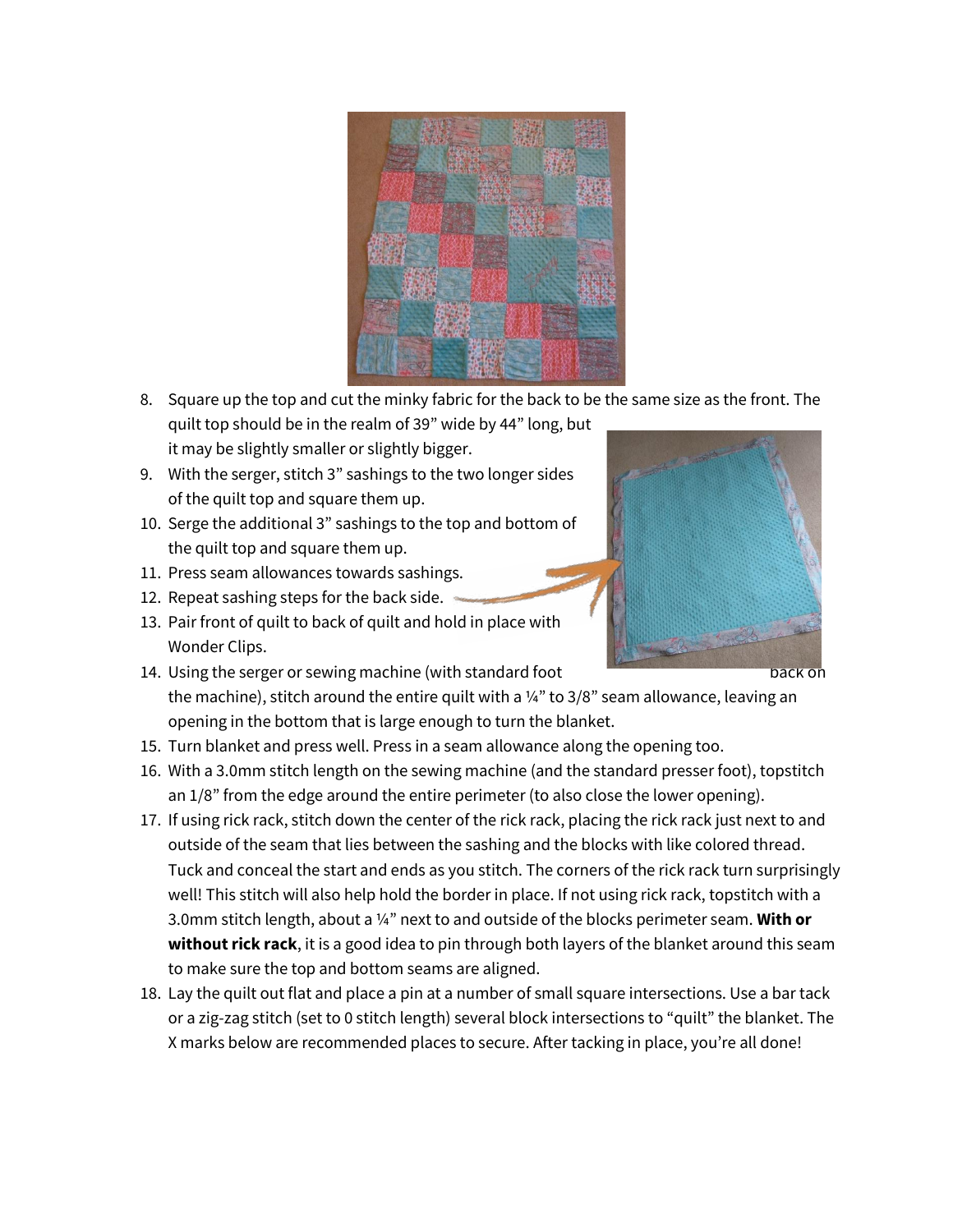8. Square up the top and cut the minky fabric for the back to be the same size as the front. The quilt top should be in the realm of 39" wide by 44" long, but it may be slightly smaller or slightly bigger.
9. With the serger, stitch 3" sashings to the two longer sides of the quilt top and square them up.
10. Serge the additional 3" sashings to the top and bottom of the quilt top and square them up.
11. Press seam allowances towards sashings.
12. Repeat sashing steps for the back side.
13. Pair front of quilt to back of quilt and hold in place with Wonder Clips.
14. Using the serger or sewing machine (with standard foot back on the machine), stitch around the entire quilt with a ¼" to 3/8" seam allowance, leaving an opening in the bottom that is large enough to turn the blanket.
15. Turn blanket and press well. Press in a seam allowance along the opening too.
16. With a 3.0mm stitch length on the sewing machine (and the standard presser foot), topstitch an 1/8" from the edge around the entire perimeter (to also close the lower opening).
17. If using rick rack, stitch down the center of the rick rack, placing the rick rack just next to and outside of the seam that lies between the sashing and the blocks with like colored thread. Tuck and conceal the start and ends as you stitch. The corners of the rick rack turn surprisingly well! This stitch will also help hold the border in place. If not using rick rack, topstitch with a 3.0mm stitch length, about a ¼" next to and outside of the blocks perimeter seam. **With or without rick rack**, it is a good idea to pin through both layers of the blanket around this seam to make sure the top and bottom seams are aligned.
18. Lay the quilt out flat and place a pin at a number of small square intersections. Use a bar tack or a zig-zag stitch (set to 0 stitch length) several block intersections to "quilt" the blanket. The X marks below are recommended places to secure. After tacking in place, you're all done!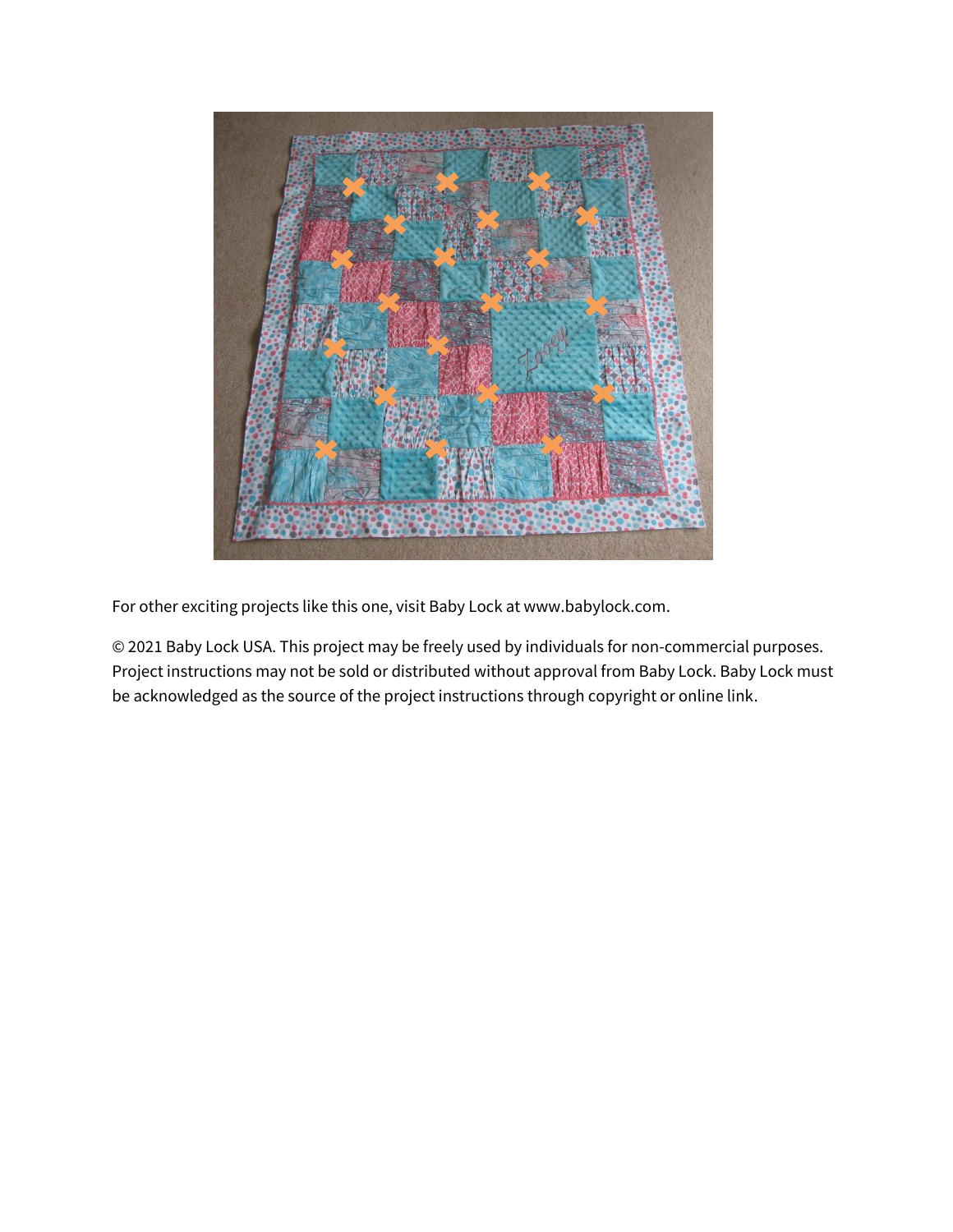For other exciting projects like this one, visit Baby Lock at www.babylock.com.

© 2021 Baby Lock USA. This project may be freely used by individuals for non-commercial purposes. Project instructions may not be sold or distributed without approval from Baby Lock. Baby Lock must be acknowledged as the source of the project instructions through copyright or online link.